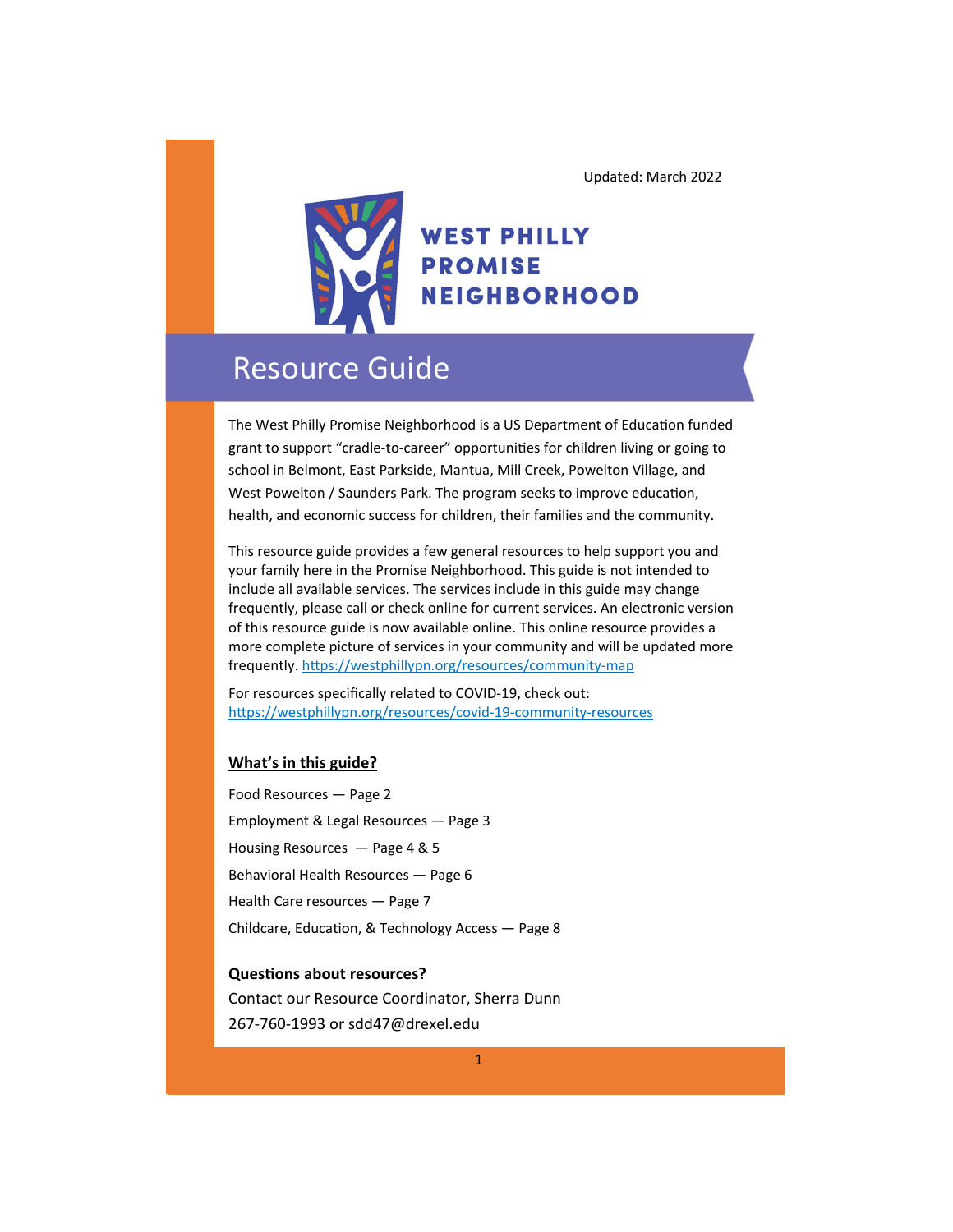Updated: March 2022

# WEST PHILLY PROMISE NEIGHBORHOOD

## Resource Guide

The West Philly Promise Neighborhood is a US Department of Education funded grant to support "cradle-to-career" opportunities for children living or going to school in Belmont, East Parkside, Mantua, Mill Creek, Powelton Village, and West Powelton / Saunders Park. The program seeks to improve education, health, and economic success for children, their families and the community.

This resource guide provides a few general resources to help support you and your family here in the Promise Neighborhood. This guide is not intended to include all available services. The services include in this guide may change frequently, please call or check online for current services. An electronic version of this resource guide is now available online. This online resource provides a more complete picture of services in your community and will be updated more frequently. https://westphillypn.org/resources/community-map

For resources specifically related to COVID-19, check out: https://westphillypn.org/resources/covid-19-community-resources

### What's in this guide?

Food Resources — Page 2

Employment & Legal Resources — Page 3

Housing Resources — Page 4 & 5

Behavioral Health Resources — Page 6

Health Care resources — Page 7

Childcare, Education, & Technology Access — Page 8

**Questions about resources?**

Contact our Resource Coordinator, Sherra Dunn

267-760-1993 or sdd47@drexel.edu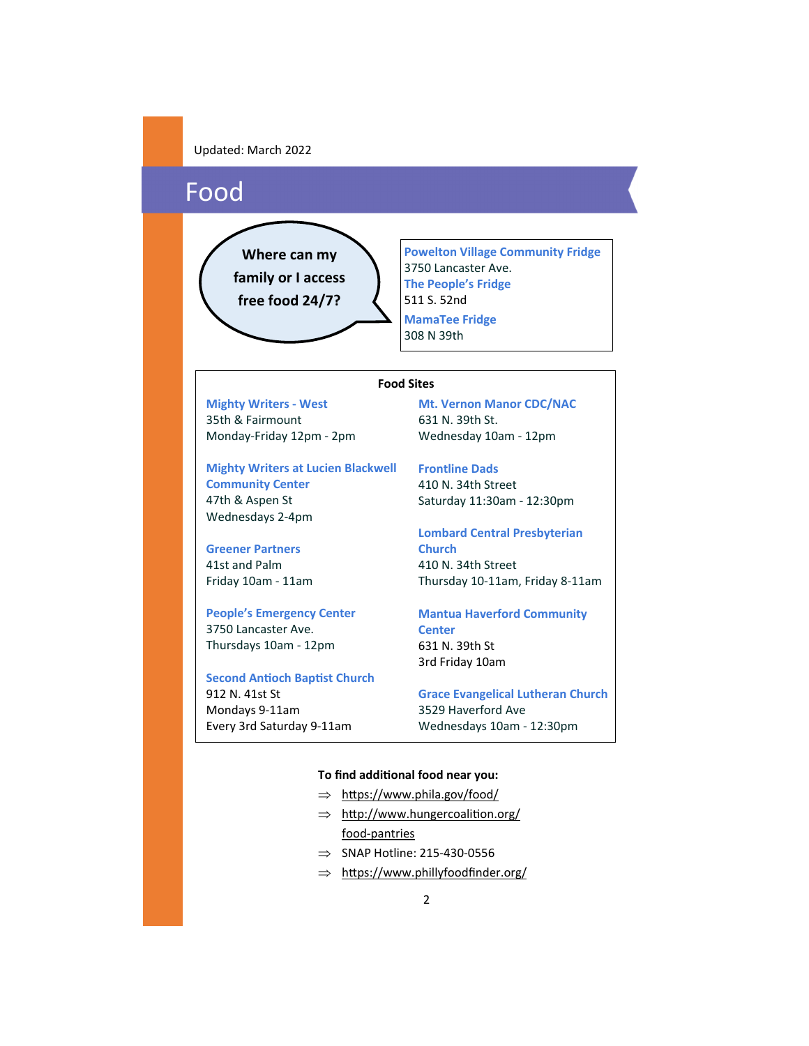Updated: March 2022

# Food

**Where can my family or I access free food 24/7?**

**Powelton Village Community Fridge**
3750 Lancaster Ave.

**The People's Fridge**
511 S. 52nd

**MamaTee Fridge**
308 N 39th

## Food Sites

**Mighty Writers - West**
35th & Fairmount
Monday-Friday 12pm - 2pm

**Mighty Writers at Lucien Blackwell Community Center**
47th & Aspen St
Wednesdays 2-4pm

**Greener Partners**
41st and Palm
Friday 10am - 11am

**People's Emergency Center**
3750 Lancaster Ave.
Thursdays 10am - 12pm

**Second Antioch Baptist Church**
912 N. 41st St
Mondays 9-11am
Every 3rd Saturday 9-11am

**Mt. Vernon Manor CDC/NAC**
631 N. 39th St.
Wednesday 10am - 12pm

**Frontline Dads**
410 N. 34th Street
Saturday 11:30am - 12:30pm

**Lombard Central Presbyterian Church**
410 N. 34th Street
Thursday 10-11am, Friday 8-11am

**Mantua Haverford Community Center**
631 N. 39th St
3rd Friday 10am

**Grace Evangelical Lutheran Church**
3529 Haverford Ave
Wednesdays 10am - 12:30pm

**To find additional food near you:**

- https://www.phila.gov/food/
- http://www.hungercoalition.org/food-pantries
- SNAP Hotline: 215-430-0556
- https://www.phillyfoodfinder.org/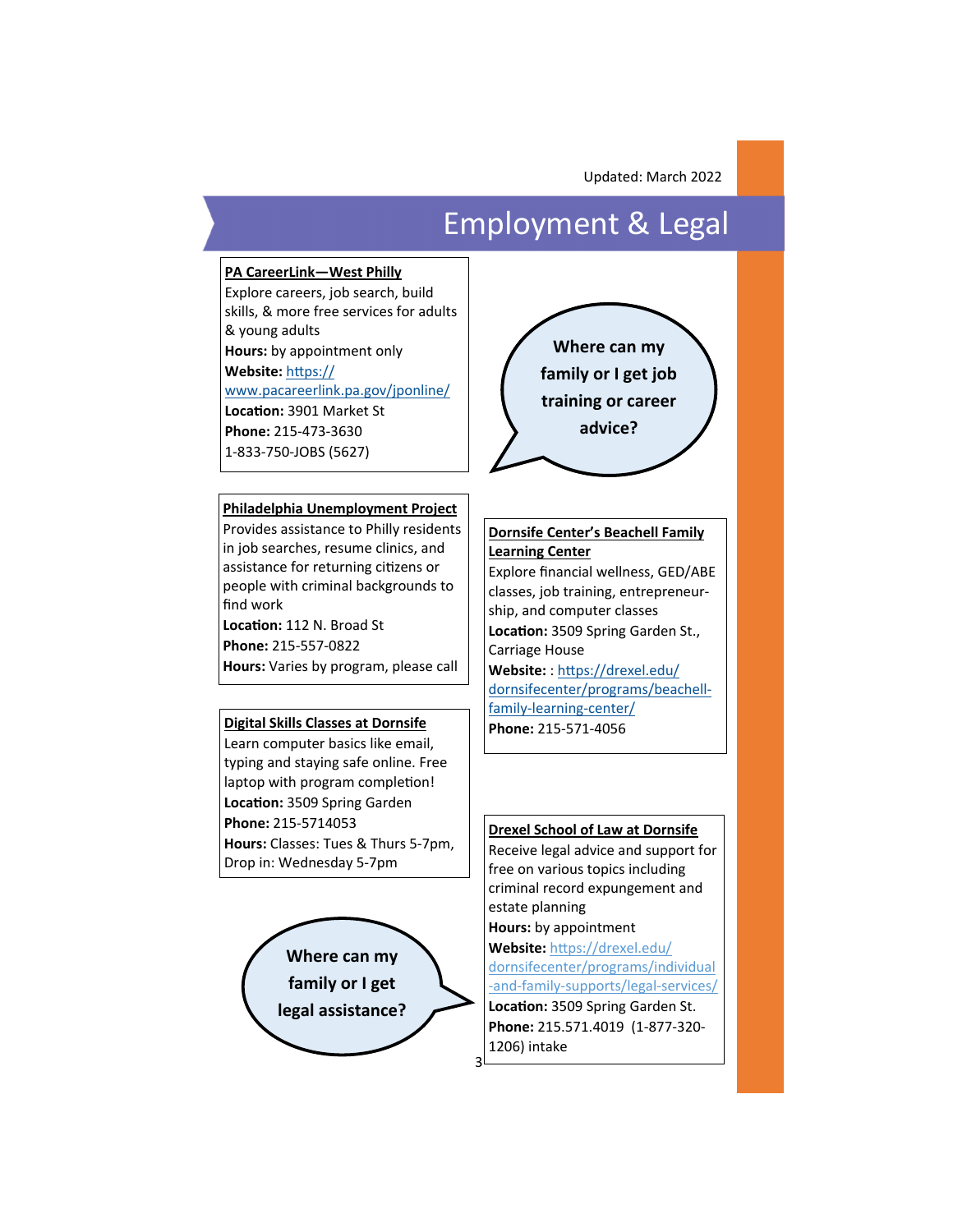Updated: March 2022

# Employment & Legal

**Where can my family or I get job training or career advice?**

### PA CareerLink—West Philly

Explore careers, job search, build skills, & more free services for adults & young adults

**Hours:** by appointment only

**Website:** https://www.pacareerlink.pa.gov/jponline/

**Location:** 3901 Market St

**Phone:** 215-473-3630
1-833-750-JOBS (5627)

### Philadelphia Unemployment Project

Provides assistance to Philly residents in job searches, resume clinics, and assistance for returning citizens or people with criminal backgrounds to find work

**Location:** 112 N. Broad St

**Phone:** 215-557-0822

**Hours:** Varies by program, please call

### Digital Skills Classes at Dornsife

Learn computer basics like email, typing and staying safe online. Free laptop with program completion!

**Location:** 3509 Spring Garden

**Phone:** 215-5714053

**Hours:** Classes: Tues & Thurs 5-7pm, Drop in: Wednesday 5-7pm

### Dornsife Center's Beachell Family Learning Center

Explore financial wellness, GED/ABE classes, job training, entrepreneur-ship, and computer classes

**Location:** 3509 Spring Garden St., Carriage House

**Website:** : https://drexel.edu/dornsifecenter/programs/beachell-family-learning-center/

**Phone:** 215-571-4056

**Where can my family or I get legal assistance?**

### Drexel School of Law at Dornsife

Receive legal advice and support for free on various topics including criminal record expungement and estate planning

**Hours:** by appointment

**Website:** https://drexel.edu/dornsifecenter/programs/individual-and-family-supports/legal-services/

**Location:** 3509 Spring Garden St.

**Phone:** 215.571.4019 (1-877-320-1206) intake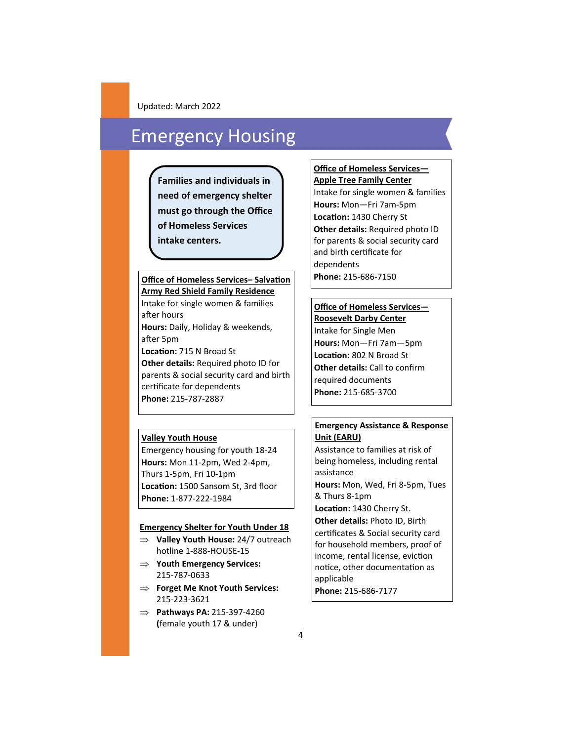Updated: March 2022

# Emergency Housing

**Families and individuals in need of emergency shelter must go through the Office of Homeless Services intake centers.**

**Office of Homeless Services– Salvation Army Red Shield Family Residence**

Intake for single women & families after hours

**Hours:** Daily, Holiday & weekends, after 5pm

**Location:** 715 N Broad St

**Other details:** Required photo ID for parents & social security card and birth certificate for dependents

**Phone:** 215-787-2887

**Valley Youth House**

Emergency housing for youth 18-24

**Hours:** Mon 11-2pm, Wed 2-4pm, Thurs 1-5pm, Fri 10-1pm

**Location:** 1500 Sansom St, 3rd floor

**Phone:** 1-877-222-1984

**Emergency Shelter for Youth Under 18**

- **Valley Youth House:** 24/7 outreach hotline 1-888-HOUSE-15
- **Youth Emergency Services:** 215-787-0633
- **Forget Me Knot Youth Services:** 215-223-3621
- **Pathways PA:** 215-397-4260 (female youth 17 & under)

**Office of Homeless Services— Apple Tree Family Center**

Intake for single women & families

**Hours:** Mon—Fri 7am-5pm

**Location:** 1430 Cherry St

**Other details:** Required photo ID for parents & social security card and birth certificate for dependents

**Phone:** 215-686-7150

**Office of Homeless Services— Roosevelt Darby Center**

Intake for Single Men

**Hours:** Mon—Fri 7am—5pm

**Location:** 802 N Broad St

**Other details:** Call to confirm required documents

**Phone:** 215-685-3700

**Emergency Assistance & Response Unit (EARU)**

Assistance to families at risk of being homeless, including rental assistance

**Hours:** Mon, Wed, Fri 8-5pm, Tues & Thurs 8-1pm

**Location:** 1430 Cherry St.

**Other details:** Photo ID, Birth certificates & Social security card for household members, proof of income, rental license, eviction notice, other documentation as applicable

**Phone:** 215-686-7177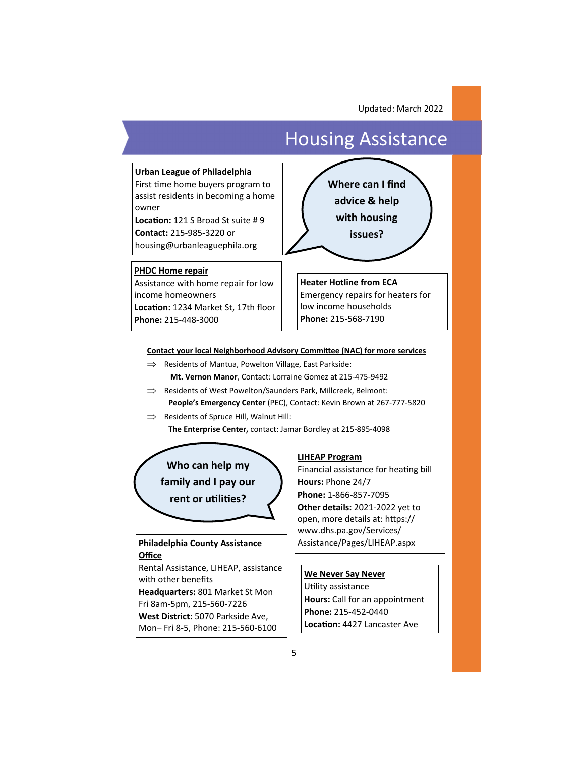Updated: March 2022

# Housing Assistance

**Where can I find advice & help with housing issues?**

**Urban League of Philadelphia**
First time home buyers program to assist residents in becoming a home owner
**Location:** 121 S Broad St suite # 9
**Contact:** 215-985-3220 or housing@urbanleaguephila.org

**PHDC Home repair**
Assistance with home repair for low income homeowners
**Location:** 1234 Market St, 17th floor
**Phone:** 215-448-3000

**Heater Hotline from ECA**
Emergency repairs for heaters for low income households
**Phone:** 215-568-7190

**Contact your local Neighborhood Advisory Committee (NAC) for more services**

- ⇒ Residents of Mantua, Powelton Village, East Parkside:
  **Mt. Vernon Manor**, Contact: Lorraine Gomez at 215-475-9492
- ⇒ Residents of West Powelton/Saunders Park, Millcreek, Belmont:
  **People's Emergency Center** (PEC), Contact: Kevin Brown at 267-777-5820
- ⇒ Residents of Spruce Hill, Walnut Hill:
  **The Enterprise Center,** contact: Jamar Bordley at 215-895-4098

**Who can help my family and I pay our rent or utilities?**

**Philadelphia County Assistance Office**
Rental Assistance, LIHEAP, assistance with other benefits
**Headquarters:** 801 Market St Mon Fri 8am-5pm, 215-560-7226
**West District:** 5070 Parkside Ave, Mon– Fri 8-5, Phone: 215-560-6100

**LIHEAP Program**
Financial assistance for heating bill
**Hours:** Phone 24/7
**Phone:** 1-866-857-7095
**Other details:** 2021-2022 yet to open, more details at: https://www.dhs.pa.gov/Services/Assistance/Pages/LIHEAP.aspx

**We Never Say Never**
Utility assistance
**Hours:** Call for an appointment
**Phone:** 215-452-0440
**Location:** 4427 Lancaster Ave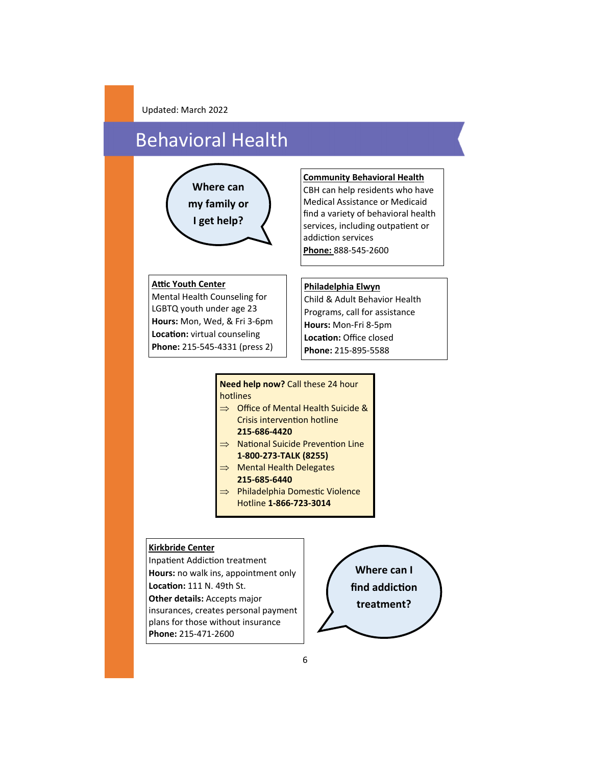Updated: March 2022

# Behavioral Health

**Where can my family or I get help?**

**Community Behavioral Health**
CBH can help residents who have Medical Assistance or Medicaid find a variety of behavioral health services, including outpatient or addiction services
**Phone:** 888-545-2600

**Attic Youth Center**
Mental Health Counseling for LGBTQ youth under age 23
**Hours:** Mon, Wed, & Fri 3-6pm
**Location:** virtual counseling
**Phone:** 215-545-4331 (press 2)

**Philadelphia Elwyn**
Child & Adult Behavior Health Programs, call for assistance
**Hours:** Mon-Fri 8-5pm
**Location:** Office closed
**Phone:** 215-895-5588

**Need help now?** Call these 24 hour hotlines

- Office of Mental Health Suicide & Crisis intervention hotline **215-686-4420**
- National Suicide Prevention Line **1-800-273-TALK (8255)**
- Mental Health Delegates **215-685-6440**
- Philadelphia Domestic Violence Hotline **1-866-723-3014**

**Where can I find addiction treatment?**

**Kirkbride Center**
Inpatient Addiction treatment
**Hours:** no walk ins, appointment only
**Location:** 111 N. 49th St.
**Other details:** Accepts major insurances, creates personal payment plans for those without insurance
**Phone:** 215-471-2600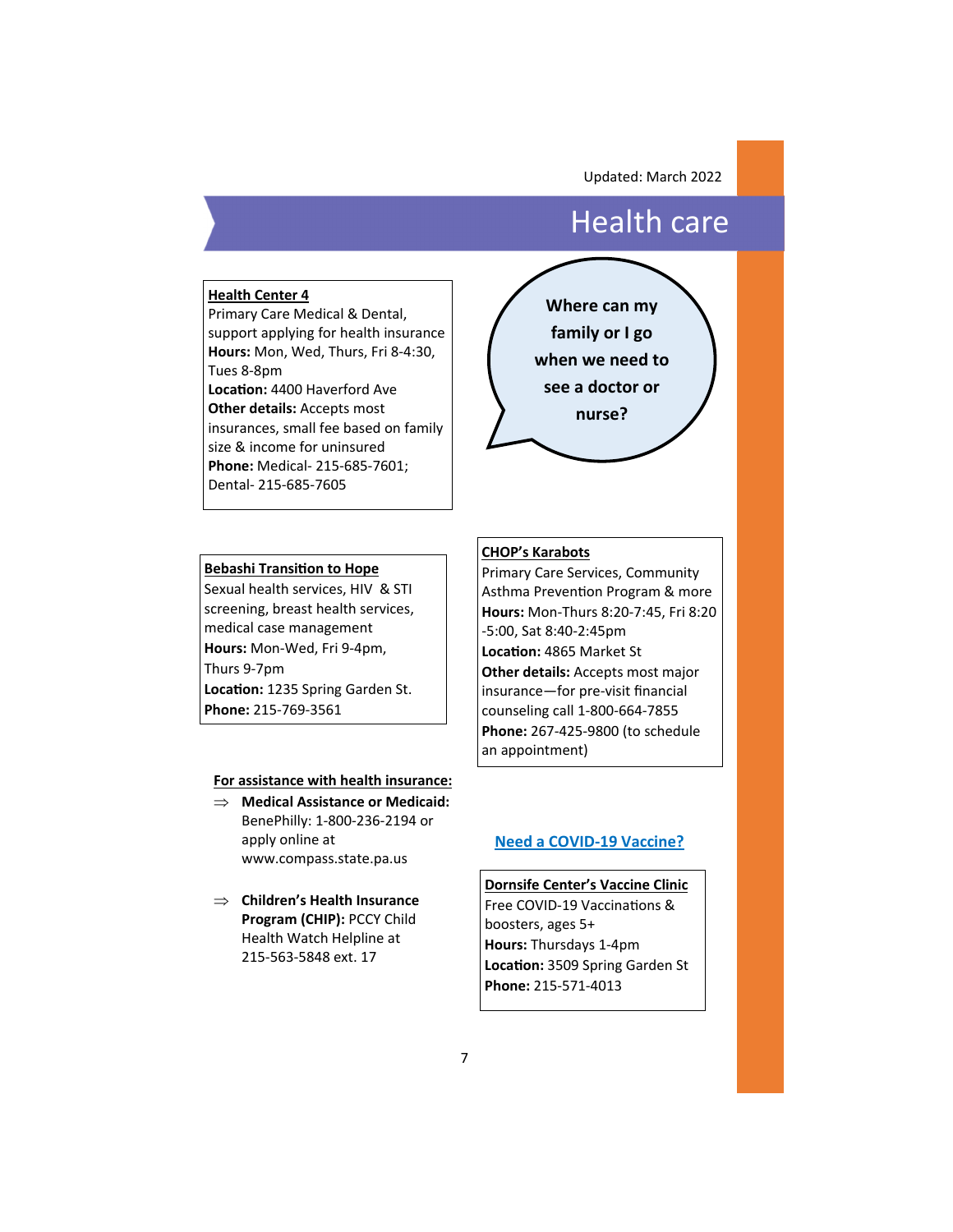Updated: March 2022

# Health care

**Where can my family or I go when we need to see a doctor or nurse?**

**Health Center 4**
Primary Care Medical & Dental, support applying for health insurance
**Hours:** Mon, Wed, Thurs, Fri 8-4:30, Tues 8-8pm
**Location:** 4400 Haverford Ave
**Other details:** Accepts most insurances, small fee based on family size & income for uninsured
**Phone:** Medical- 215-685-7601; Dental- 215-685-7605

**Bebashi Transition to Hope**
Sexual health services, HIV & STI screening, breast health services, medical case management
**Hours:** Mon-Wed, Fri 9-4pm, Thurs 9-7pm
**Location:** 1235 Spring Garden St.
**Phone:** 215-769-3561

**CHOP's Karabots**
Primary Care Services, Community Asthma Prevention Program & more
**Hours:** Mon-Thurs 8:20-7:45, Fri 8:20 -5:00, Sat 8:40-2:45pm
**Location:** 4865 Market St
**Other details:** Accepts most major insurance—for pre-visit financial counseling call 1-800-664-7855
**Phone:** 267-425-9800 (to schedule an appointment)

**For assistance with health insurance:**

- **Medical Assistance or Medicaid:** BenePhilly: 1-800-236-2194 or apply online at www.compass.state.pa.us
- **Children's Health Insurance Program (CHIP):** PCCY Child Health Watch Helpline at 215-563-5848 ext. 17

**Need a COVID-19 Vaccine?**

**Dornsife Center's Vaccine Clinic**
Free COVID-19 Vaccinations & boosters, ages 5+
**Hours:** Thursdays 1-4pm
**Location:** 3509 Spring Garden St
**Phone:** 215-571-4013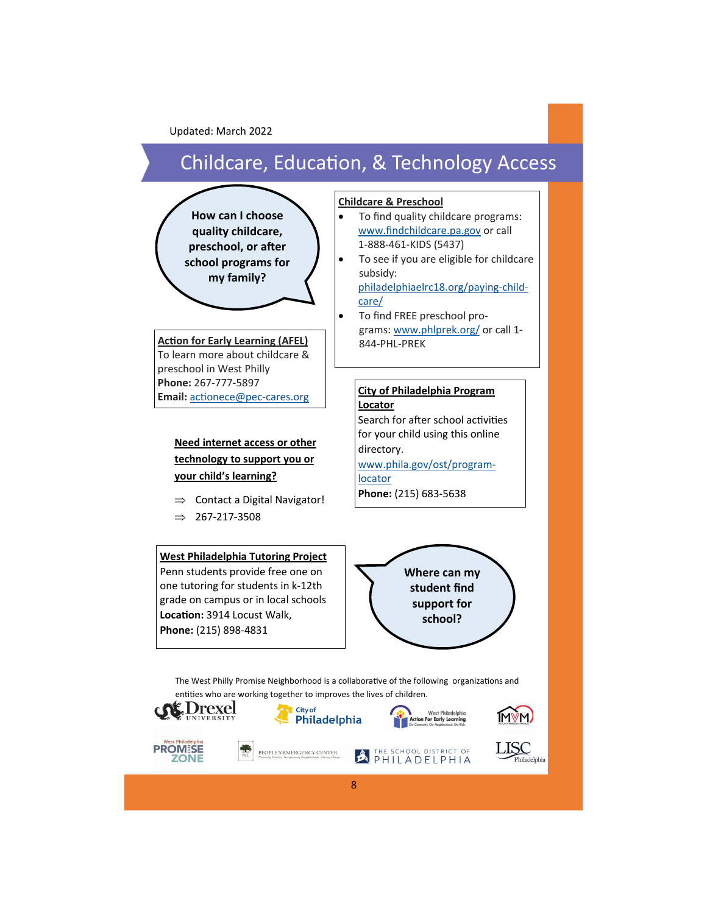Updated: March 2022

# Childcare, Education, & Technology Access

**How can I choose quality childcare, preschool, or after school programs for my family?**

**Childcare & Preschool**

- To find quality childcare programs: www.findchildcare.pa.gov or call 1-888-461-KIDS (5437)
- To see if you are eligible for childcare subsidy: philadelphiaelrc18.org/paying-child-care/
- To find FREE preschool programs: www.phlprek.org/ or call 1-844-PHL-PREK

**Action for Early Learning (AFEL)**
To learn more about childcare & preschool in West Philly
**Phone:** 267-777-5897
**Email:** actionece@pec-cares.org

**City of Philadelphia Program Locator**
Search for after school activities for your child using this online directory.
www.phila.gov/ost/program-locator
**Phone:** (215) 683-5638

**Need internet access or other technology to support you or your child's learning?**

⇒ Contact a Digital Navigator!
⇒ 267-217-3508

**Where can my student find support for school?**

**West Philadelphia Tutoring Project**
Penn students provide free one on one tutoring for students in k-12th grade on campus or in local schools
**Location:** 3914 Locust Walk,
**Phone:** (215) 898-4831

The West Philly Promise Neighborhood is a collaborative of the following organizations and entities who are working together to improves the lives of children.

Drexel University · City of Philadelphia · West Philadelphia Action For Early Learning · MVM · West Philadelphia Promise Zone · People's Emergency Center · The School District of Philadelphia · LISC Philadelphia